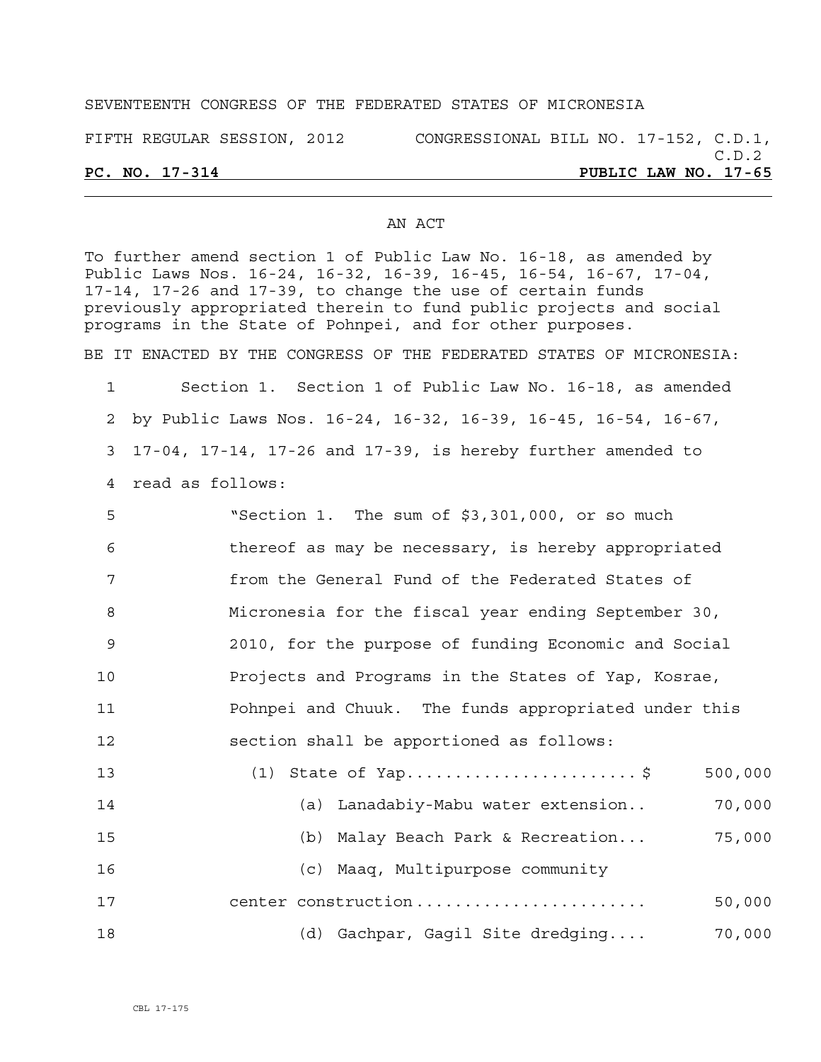SEVENTEENTH CONGRESS OF THE FEDERATED STATES OF MICRONESIA

FIFTH REGULAR SESSION, 2012 CONGRESSIONAL BILL NO. 17-152, C.D.1, C.D.2

**PC. NO. 17-314** **PUBLIC LAW NO. 17-65**

---

## AN ACT

To further amend section 1 of Public Law No. 16-18, as amended by Public Laws Nos. 16-24, 16-32, 16-39, 16-45, 16-54, 16-67, 17-04, 17-14, 17-26 and 17-39, to change the use of certain funds previously appropriated therein to fund public projects and social programs in the State of Pohnpei, and for other purposes.

BE IT ENACTED BY THE CONGRESS OF THE FEDERATED STATES OF MICRONESIA:

1 Section 1. Section 1 of Public Law No. 16-18, as amended
2 by Public Laws Nos. 16-24, 16-32, 16-39, 16-45, 16-54, 16-67,
3 17-04, 17-14, 17-26 and 17-39, is hereby further amended to
4 read as follows:

5 "Section 1. The sum of $3,301,000, or so much
6 thereof as may be necessary, is hereby appropriated
7 from the General Fund of the Federated States of
8 Micronesia for the fiscal year ending September 30,
9 2010, for the purpose of funding Economic and Social
10 Projects and Programs in the States of Yap, Kosrae,
11 Pohnpei and Chuuk. The funds appropriated under this
12 section shall be apportioned as follows:

13 (1) State of Yap........................$ 500,000
14 (a) Lanadabiy-Mabu water extension.. 70,000
15 (b) Malay Beach Park & Recreation... 75,000
16 (c) Maaq, Multipurpose community
17 center construction....................... 50,000
18 (d) Gachpar, Gagil Site dredging.... 70,000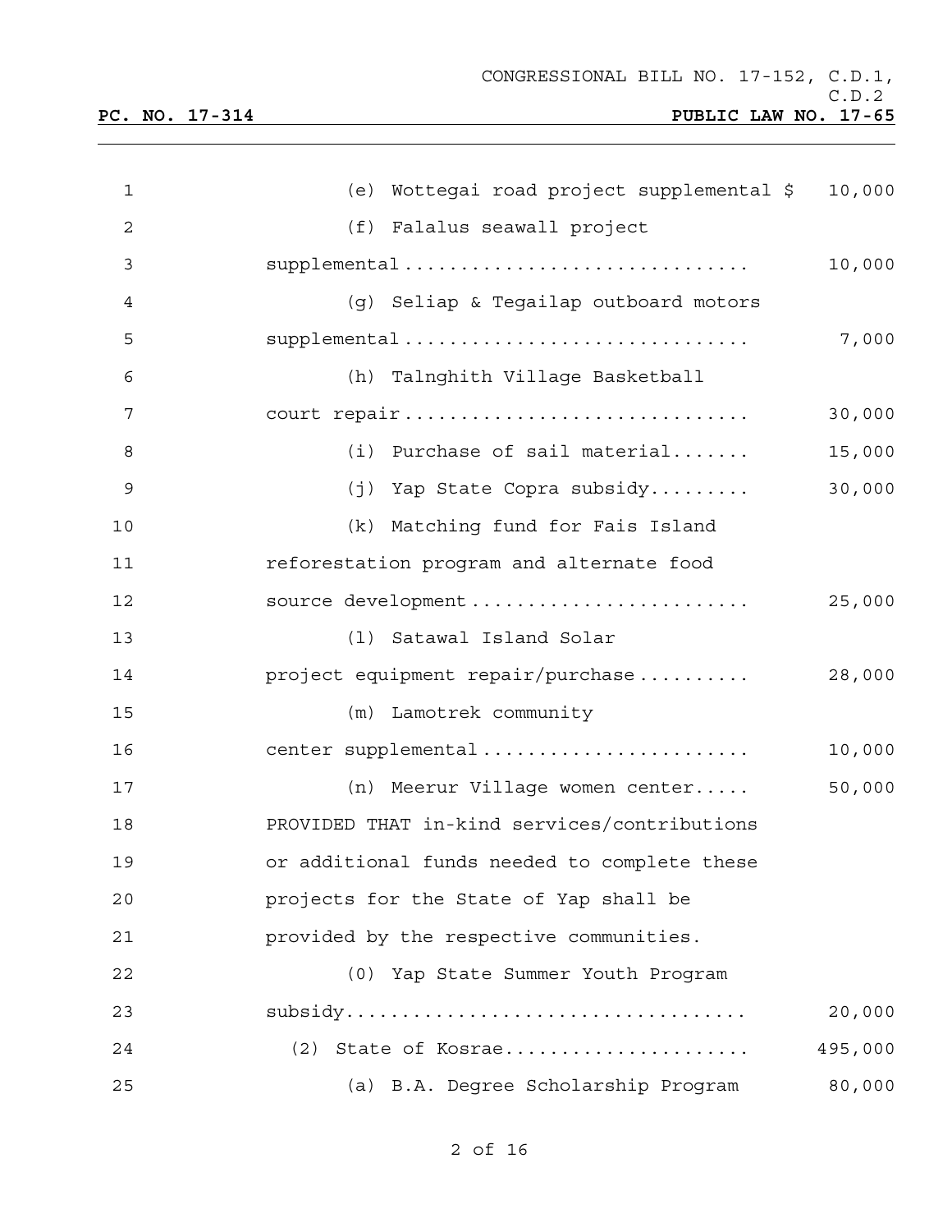(e) Wottegai road project supplemental $ 10,000

(f) Falalus seawall project supplemental .............................. 10,000

(g) Seliap & Tegailap outboard motors supplemental .............................. 7,000

(h) Talnghith Village Basketball court repair .............................. 30,000

(i) Purchase of sail material....... 15,000

(j) Yap State Copra subsidy......... 30,000

(k) Matching fund for Fais Island reforestation program and alternate food source development ........................ 25,000

(l) Satawal Island Solar project equipment repair/purchase .......... 28,000

(m) Lamotrek community center supplemental ....................... 10,000

(n) Meerur Village women center..... 50,000

PROVIDED THAT in-kind services/contributions or additional funds needed to complete these projects for the State of Yap shall be provided by the respective communities.

(0) Yap State Summer Youth Program subsidy.................................. 20,000

(2) State of Kosrae..................... 495,000

(a) B.A. Degree Scholarship Program 80,000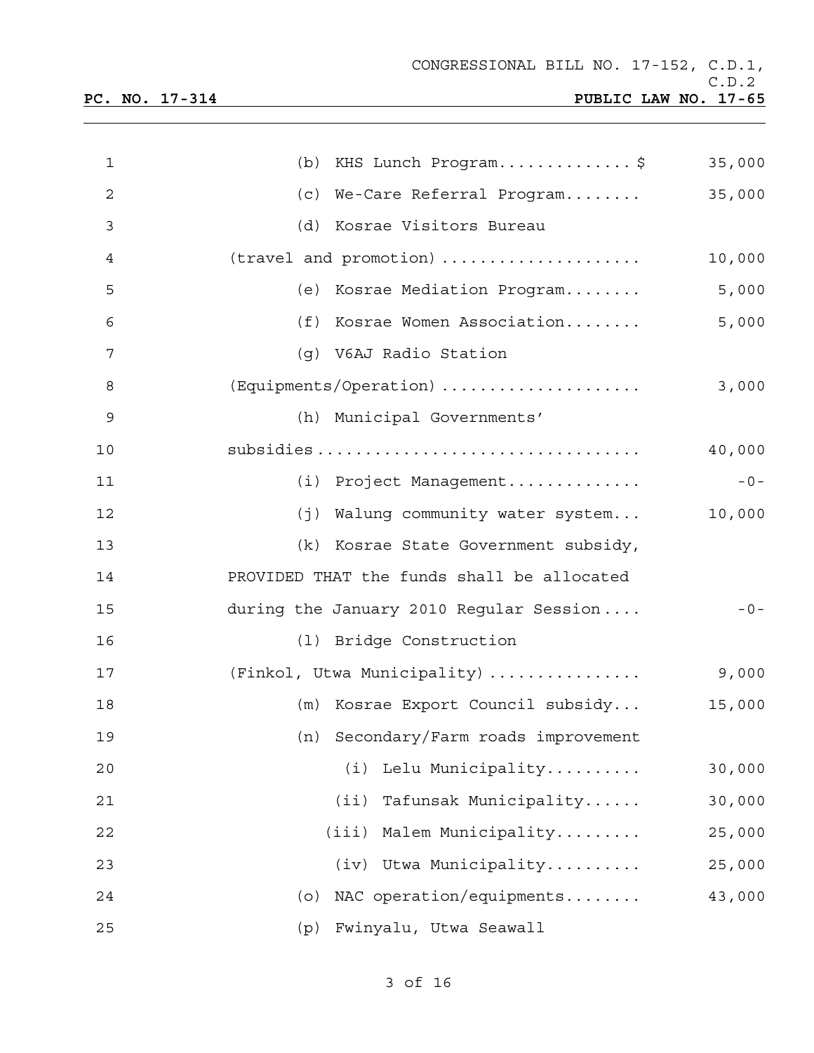| | |
|---|---|
| (b) KHS Lunch Program..............$ | 35,000 |
| (c) We-Care Referral Program........ | 35,000 |
| (d) Kosrae Visitors Bureau (travel and promotion) .................... | 10,000 |
| (e) Kosrae Mediation Program........ | 5,000 |
| (f) Kosrae Women Association........ | 5,000 |
| (g) V6AJ Radio Station (Equipments/Operation) .................... | 3,000 |
| (h) Municipal Governments' subsidies................................ | 40,000 |
| (i) Project Management.............. | -0- |
| (j) Walung community water system... | 10,000 |
| (k) Kosrae State Government subsidy, PROVIDED THAT the funds shall be allocated during the January 2010 Regular Session.... | -0- |
| (l) Bridge Construction (Finkol, Utwa Municipality) ............... | 9,000 |
| (m) Kosrae Export Council subsidy... | 15,000 |
| (n) Secondary/Farm roads improvement | |
| (i) Lelu Municipality.......... | 30,000 |
| (ii) Tafunsak Municipality...... | 30,000 |
| (iii) Malem Municipality......... | 25,000 |
| (iv) Utwa Municipality.......... | 25,000 |
| (o) NAC operation/equipments........ | 43,000 |
| (p) Fwinyalu, Utwa Seawall | |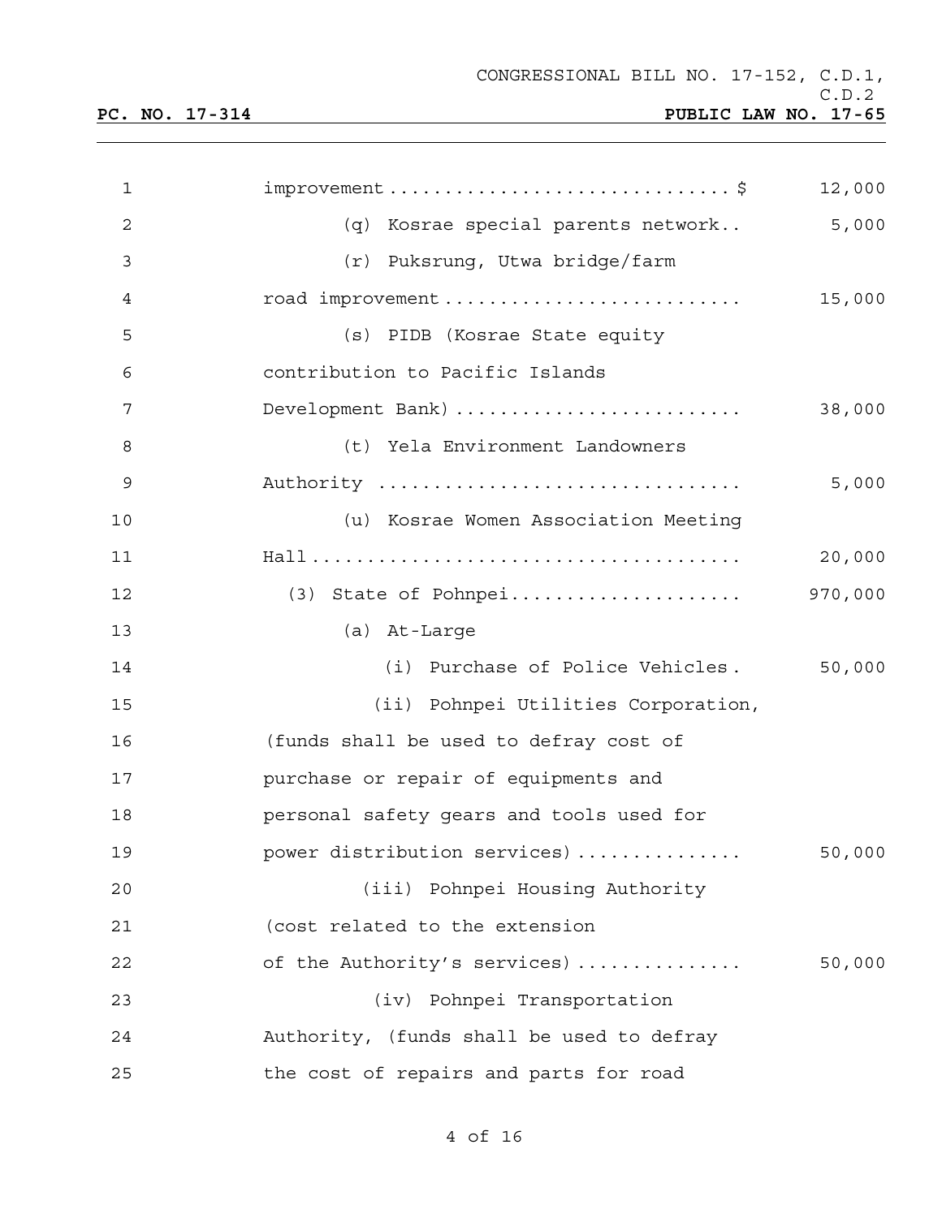improvement ............................... $ 12,000

(q) Kosrae special parents network.. 5,000

(r) Puksrung, Utwa bridge/farm road improvement .......................... 15,000

(s) PIDB (Kosrae State equity contribution to Pacific Islands Development Bank) ......................... 38,000

(t) Yela Environment Landowners Authority ................................ 5,000

(u) Kosrae Women Association Meeting Hall ..................................... 20,000

(3) State of Pohnpei.................... 970,000

(a) At-Large

(i) Purchase of Police Vehicles. 50,000

(ii) Pohnpei Utilities Corporation, (funds shall be used to defray cost of purchase or repair of equipments and personal safety gears and tools used for power distribution services) ............... 50,000

(iii) Pohnpei Housing Authority (cost related to the extension of the Authority's services) ............... 50,000

(iv) Pohnpei Transportation Authority, (funds shall be used to defray the cost of repairs and parts for road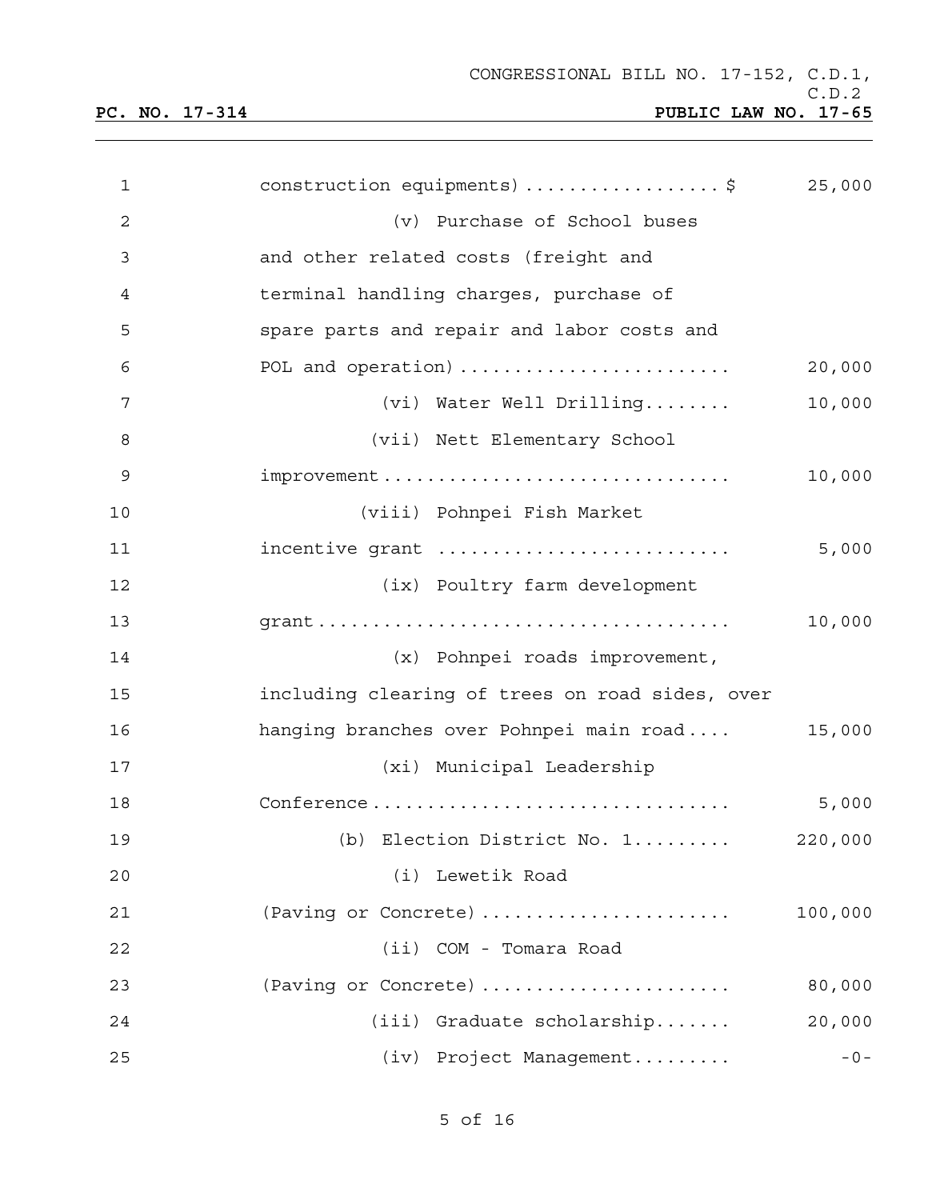construction equipments) .................. $ 25,000

(v) Purchase of School buses and other related costs (freight and terminal handling charges, purchase of spare parts and repair and labor costs and POL and operation) ......................... 20,000

(vi) Water Well Drilling........ 10,000

(vii) Nett Elementary School improvement ............................... 10,000

(viii) Pohnpei Fish Market incentive grant .......................... 5,000

(ix) Poultry farm development grant ..................................... 10,000

(x) Pohnpei roads improvement, including clearing of trees on road sides, over hanging branches over Pohnpei main road.... 15,000

(xi) Municipal Leadership Conference ................................. 5,000

(b) Election District No. 1......... 220,000

(i) Lewetik Road (Paving or Concrete) ...................... 100,000

(ii) COM - Tomara Road (Paving or Concrete) ...................... 80,000

(iii) Graduate scholarship....... 20,000

(iv) Project Management......... -0-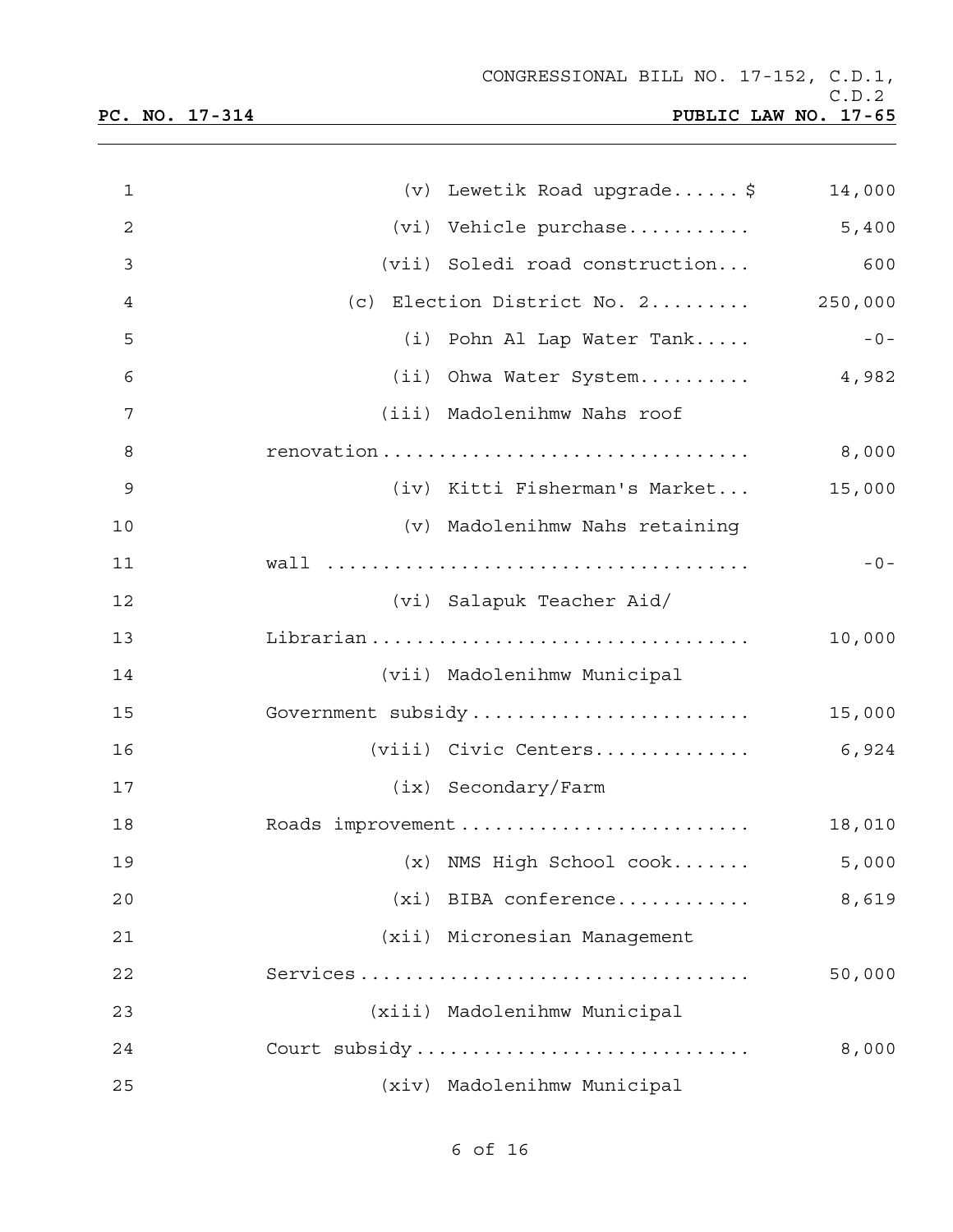| | |
|---|---:|
| (v) Lewetik Road upgrade...... $ | 14,000 |
| (vi) Vehicle purchase........... | 5,400 |
| (vii) Soledi road construction... | 600 |
| (c) Election District No. 2......... | 250,000 |
| (i) Pohn Al Lap Water Tank..... | -0- |
| (ii) Ohwa Water System.......... | 4,982 |
| (iii) Madolenihmw Nahs roof renovation................................ | 8,000 |
| (iv) Kitti Fisherman's Market... | 15,000 |
| (v) Madolenihmw Nahs retaining wall .................................... | -0- |
| (vi) Salapuk Teacher Aid/ Librarian................................. | 10,000 |
| (vii) Madolenihmw Municipal Government subsidy......................... | 15,000 |
| (viii) Civic Centers.............. | 6,924 |
| (ix) Secondary/Farm Roads improvement.......................... | 18,010 |
| (x) NMS High School cook....... | 5,000 |
| (xi) BIBA conference............ | 8,619 |
| (xii) Micronesian Management Services.................................. | 50,000 |
| (xiii) Madolenihmw Municipal Court subsidy............................. | 8,000 |
| (xiv) Madolenihmw Municipal | |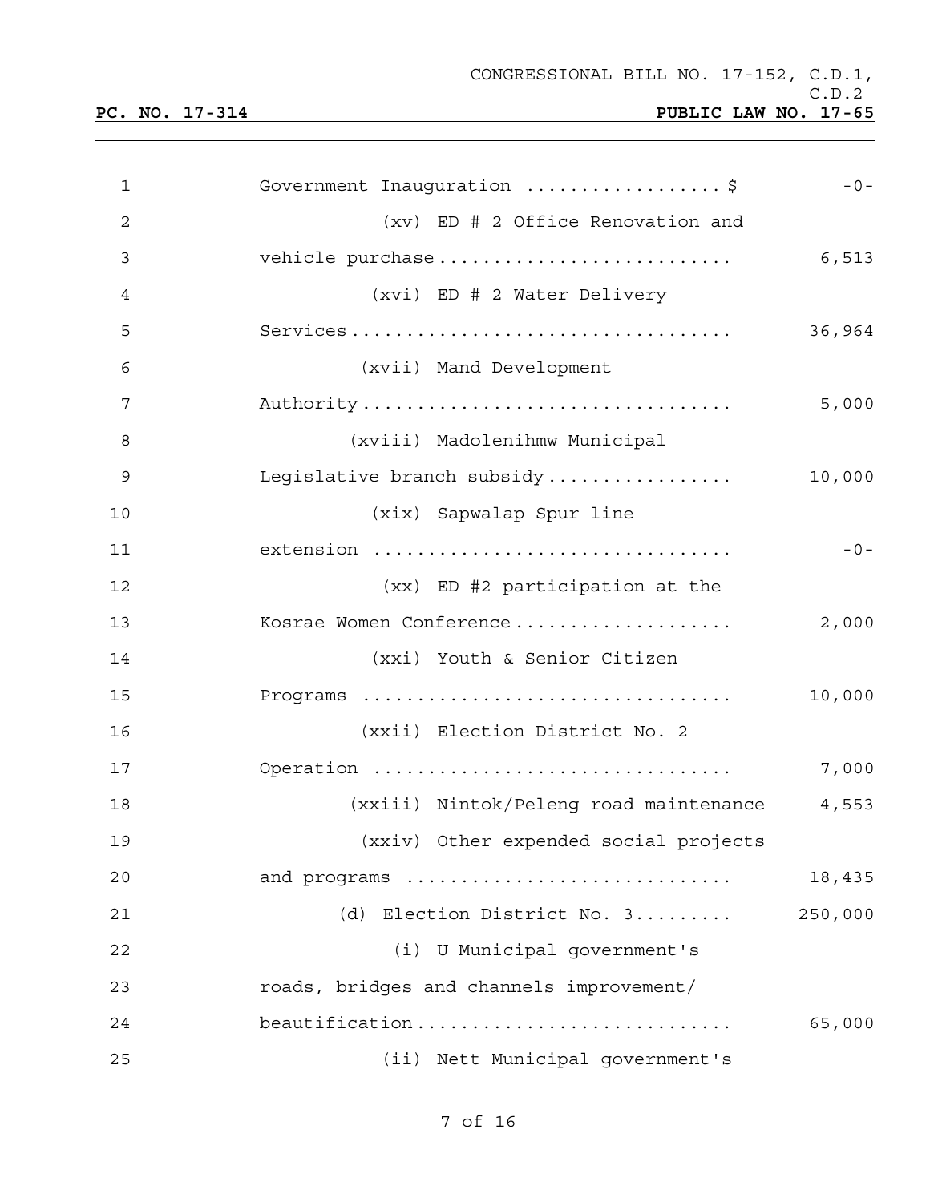Government Inauguration .................$ -0-

(xv) ED # 2 Office Renovation and vehicle purchase .......................... 6,513

(xvi) ED # 2 Water Delivery Services .................................. 36,964

(xvii) Mand Development Authority ................................. 5,000

(xviii) Madolenihmw Municipal Legislative branch subsidy................. 10,000

(xix) Sapwalap Spur line extension ................................ -0-

(xx) ED #2 participation at the Kosrae Women Conference ................... 2,000

(xxi) Youth & Senior Citizen Programs ................................. 10,000

(xxii) Election District No. 2 Operation ................................ 7,000

(xxiii) Nintok/Peleng road maintenance 4,553

(xxiv) Other expended social projects and programs ............................ 18,435

(d) Election District No. 3......... 250,000

(i) U Municipal government's roads, bridges and channels improvement/ beautification ............................ 65,000

(ii) Nett Municipal government's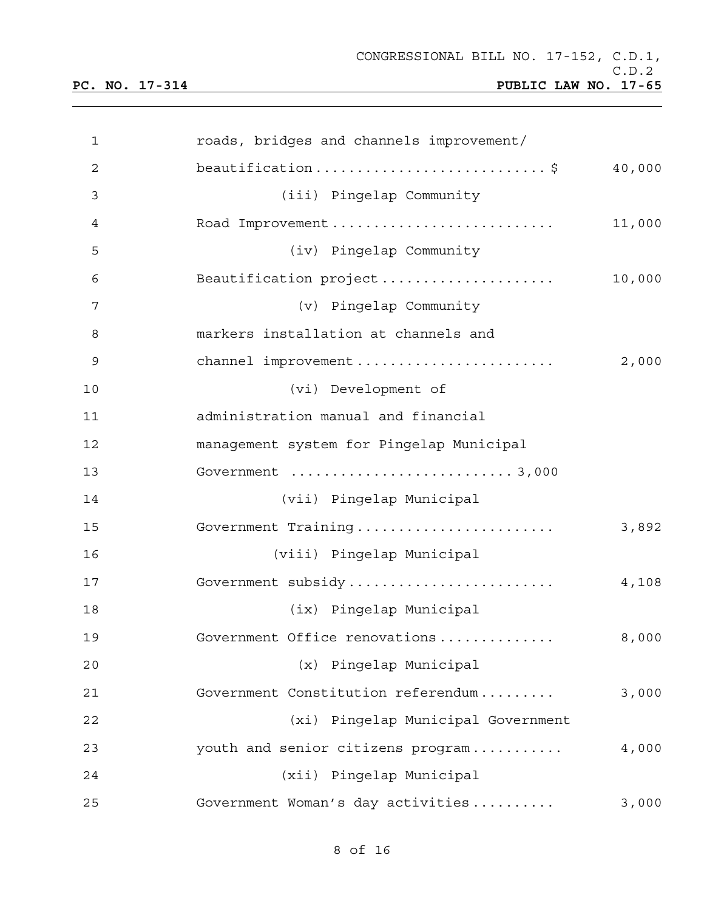1 roads, bridges and channels improvement/
2 beautification............................$ 40,000
3 (iii) Pingelap Community
4 Road Improvement.......................... 11,000
5 (iv) Pingelap Community
6 Beautification project.................... 10,000
7 (v) Pingelap Community
8 markers installation at channels and
9 channel improvement....................... 2,000
10 (vi) Development of
11 administration manual and financial
12 management system for Pingelap Municipal
13 Government .......................... 3,000
14 (vii) Pingelap Municipal
15 Government Training....................... 3,892
16 (viii) Pingelap Municipal
17 Government subsidy........................ 4,108
18 (ix) Pingelap Municipal
19 Government Office renovations............. 8,000
20 (x) Pingelap Municipal
21 Government Constitution referendum......... 3,000
22 (xi) Pingelap Municipal Government
23 youth and senior citizens program........... 4,000
24 (xii) Pingelap Municipal
25 Government Woman's day activities.......... 3,000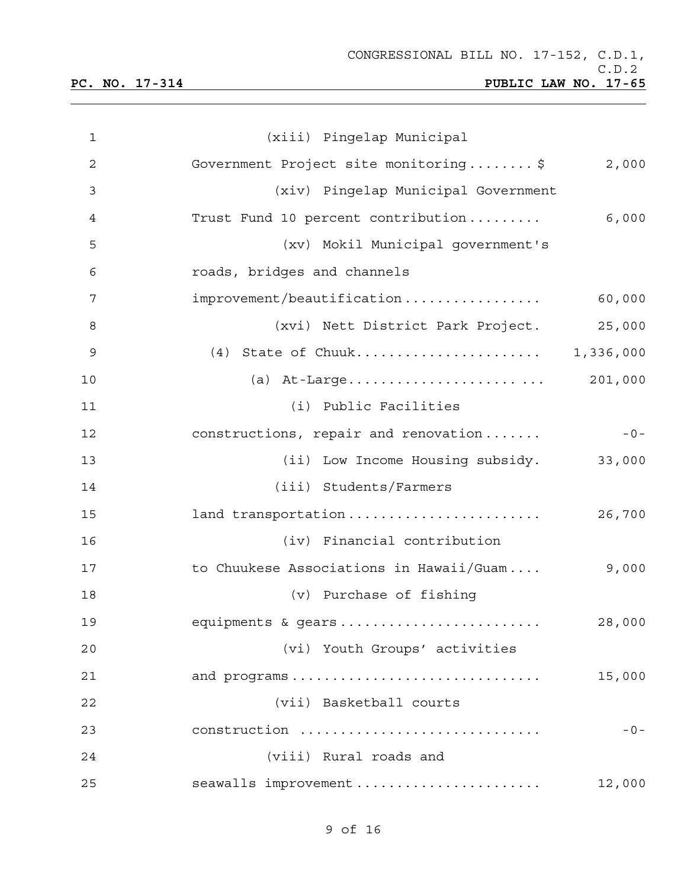| | | |
|---|---|---|
| 1 | (xiii) Pingelap Municipal | |
| 2 | Government Project site monitoring........$ | 2,000 |
| 3 | (xiv) Pingelap Municipal Government | |
| 4 | Trust Fund 10 percent contribution......... | 6,000 |
| 5 | (xv) Mokil Municipal government's | |
| 6 | roads, bridges and channels | |
| 7 | improvement/beautification................. | 60,000 |
| 8 | (xvi) Nett District Park Project. | 25,000 |
| 9 | (4) State of Chuuk...................... | 1,336,000 |
| 10 | (a) At-Large....................... ... | 201,000 |
| 11 | (i) Public Facilities | |
| 12 | constructions, repair and renovation....... | -0- |
| 13 | (ii) Low Income Housing subsidy. | 33,000 |
| 14 | (iii) Students/Farmers | |
| 15 | land transportation....................... | 26,700 |
| 16 | (iv) Financial contribution | |
| 17 | to Chuukese Associations in Hawaii/Guam.... | 9,000 |
| 18 | (v) Purchase of fishing | |
| 19 | equipments & gears........................ | 28,000 |
| 20 | (vi) Youth Groups' activities | |
| 21 | and programs.............................. | 15,000 |
| 22 | (vii) Basketball courts | |
| 23 | construction ............................. | -0- |
| 24 | (viii) Rural roads and | |
| 25 | seawalls improvement...................... | 12,000 |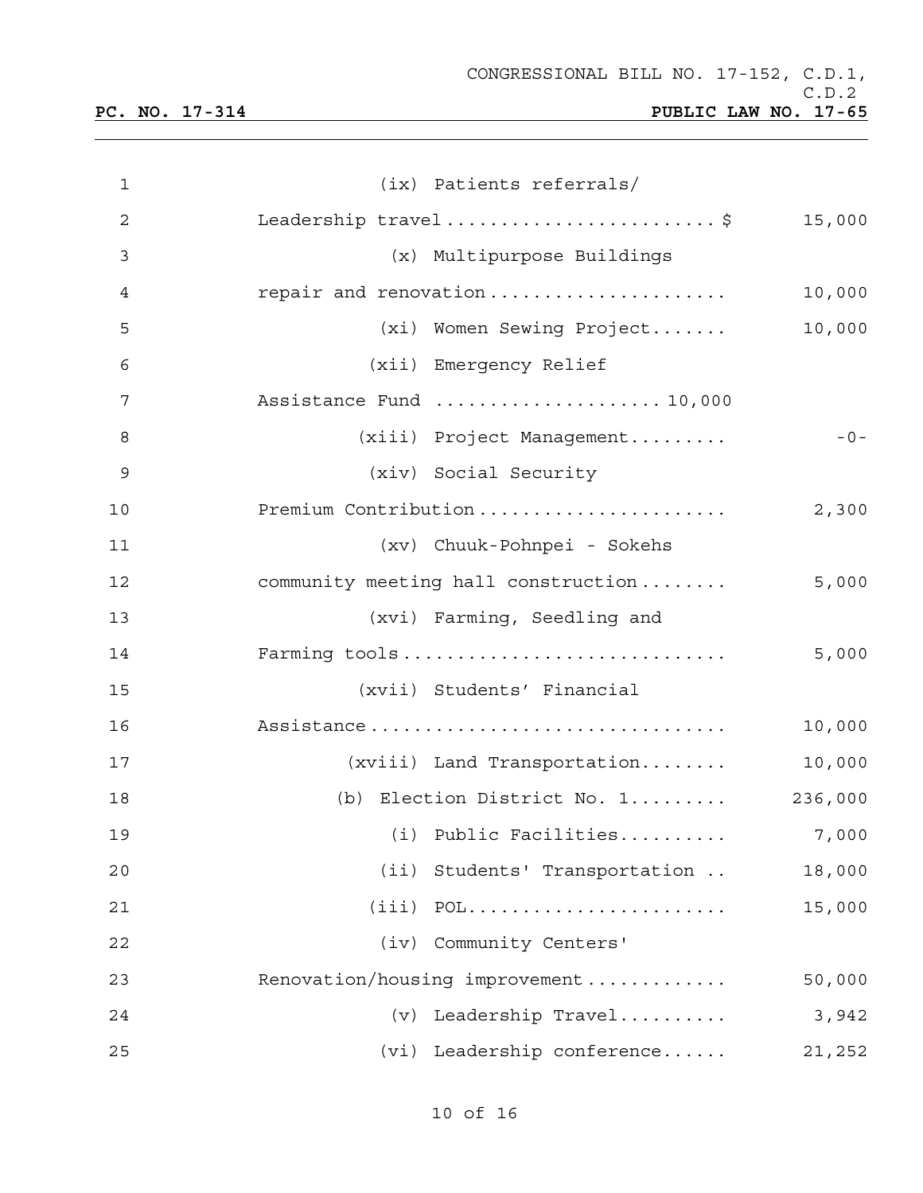(ix) Patients referrals/
Leadership travel........................$ 15,000

(x) Multipurpose Buildings
repair and renovation..................... 10,000

(xi) Women Sewing Project....... 10,000

(xii) Emergency Relief
Assistance Fund .................... 10,000

(xiii) Project Management......... -0-

(xiv) Social Security
Premium Contribution...................... 2,300

(xv) Chuuk-Pohnpei - Sokehs
community meeting hall construction........ 5,000

(xvi) Farming, Seedling and
Farming tools............................. 5,000

(xvii) Students' Financial
Assistance................................ 10,000

(xviii) Land Transportation........ 10,000

(b) Election District No. 1......... 236,000

(i) Public Facilities.......... 7,000

(ii) Students' Transportation .. 18,000

(iii) POL....................... 15,000

(iv) Community Centers'
Renovation/housing improvement............ 50,000

(v) Leadership Travel.......... 3,942

(vi) Leadership conference...... 21,252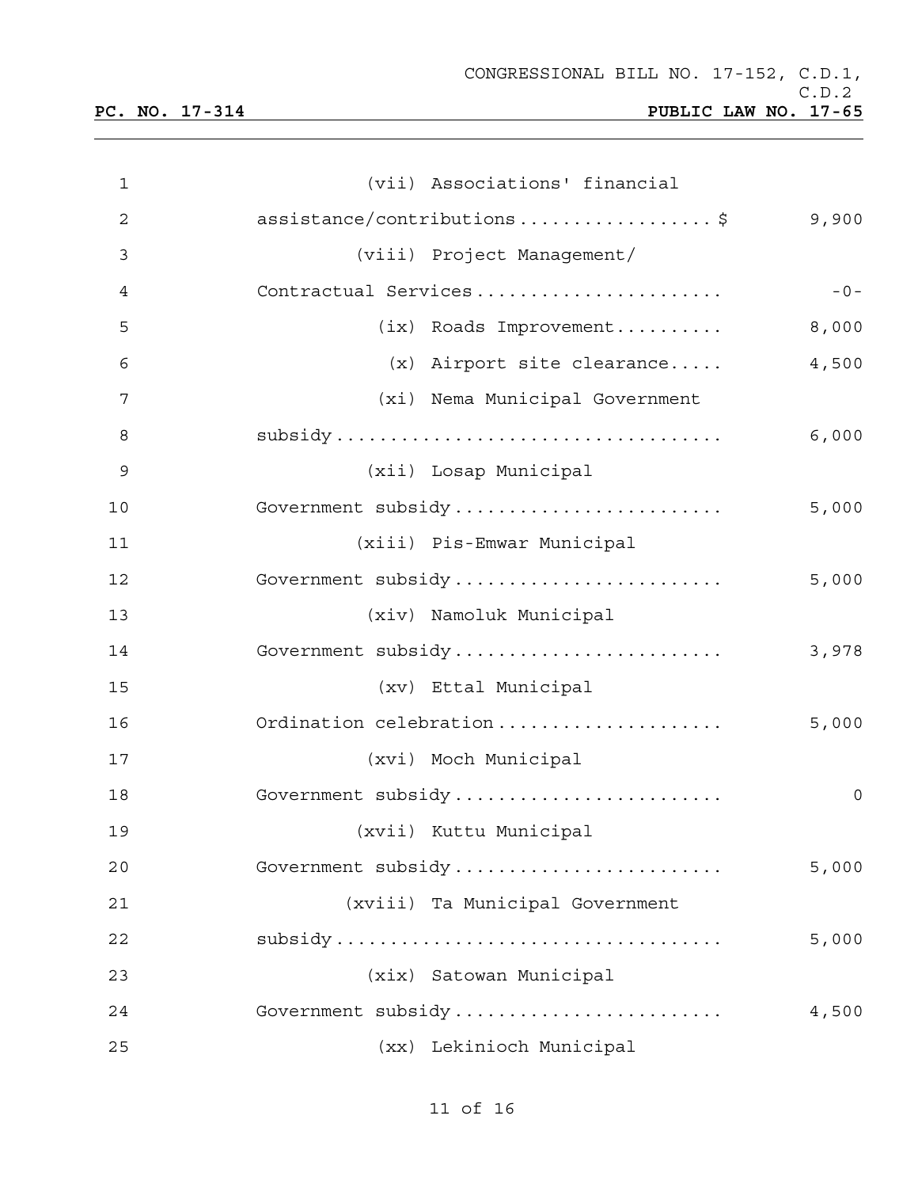(vii) Associations' financial assistance/contributions..................$ 9,900

(viii) Project Management/ Contractual Services...................... -0-

(ix) Roads Improvement.......... 8,000

(x) Airport site clearance..... 4,500

(xi) Nema Municipal Government subsidy.................................. 6,000

(xii) Losap Municipal Government subsidy........................ 5,000

(xiii) Pis-Emwar Municipal Government subsidy........................ 5,000

(xiv) Namoluk Municipal Government subsidy........................ 3,978

(xv) Ettal Municipal Ordination celebration.................... 5,000

(xvi) Moch Municipal Government subsidy........................ 0

(xvii) Kuttu Municipal Government subsidy........................ 5,000

(xviii) Ta Municipal Government subsidy.................................. 5,000

(xix) Satowan Municipal Government subsidy........................ 4,500

(xx) Lekinioch Municipal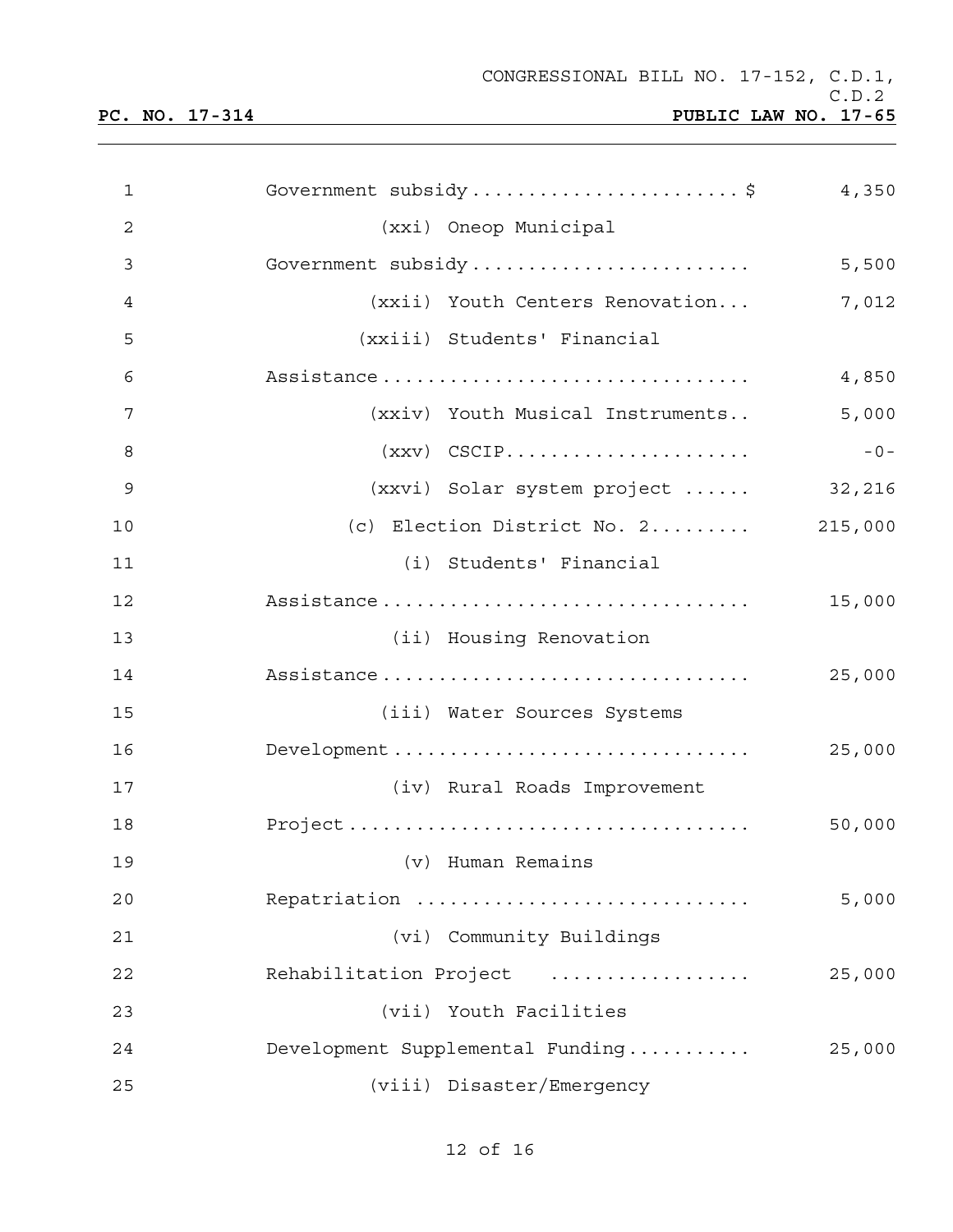Government subsidy........................$ 4,350

(xxi) Oneop Municipal Government subsidy......................... 5,500

(xxii) Youth Centers Renovation... 7,012

(xxiii) Students' Financial Assistance................................ 4,850

(xxiv) Youth Musical Instruments.. 5,000

(xxv) CSCIP...................... -0-

(xxvi) Solar system project ...... 32,216

(c) Election District No. 2......... 215,000

(i) Students' Financial Assistance................................ 15,000

(ii) Housing Renovation Assistance................................ 25,000

(iii) Water Sources Systems Development............................... 25,000

(iv) Rural Roads Improvement Project................................... 50,000

(v) Human Remains Repatriation ............................ 5,000

(vi) Community Buildings Rehabilitation Project .................. 25,000

(vii) Youth Facilities Development Supplemental Funding........... 25,000

(viii) Disaster/Emergency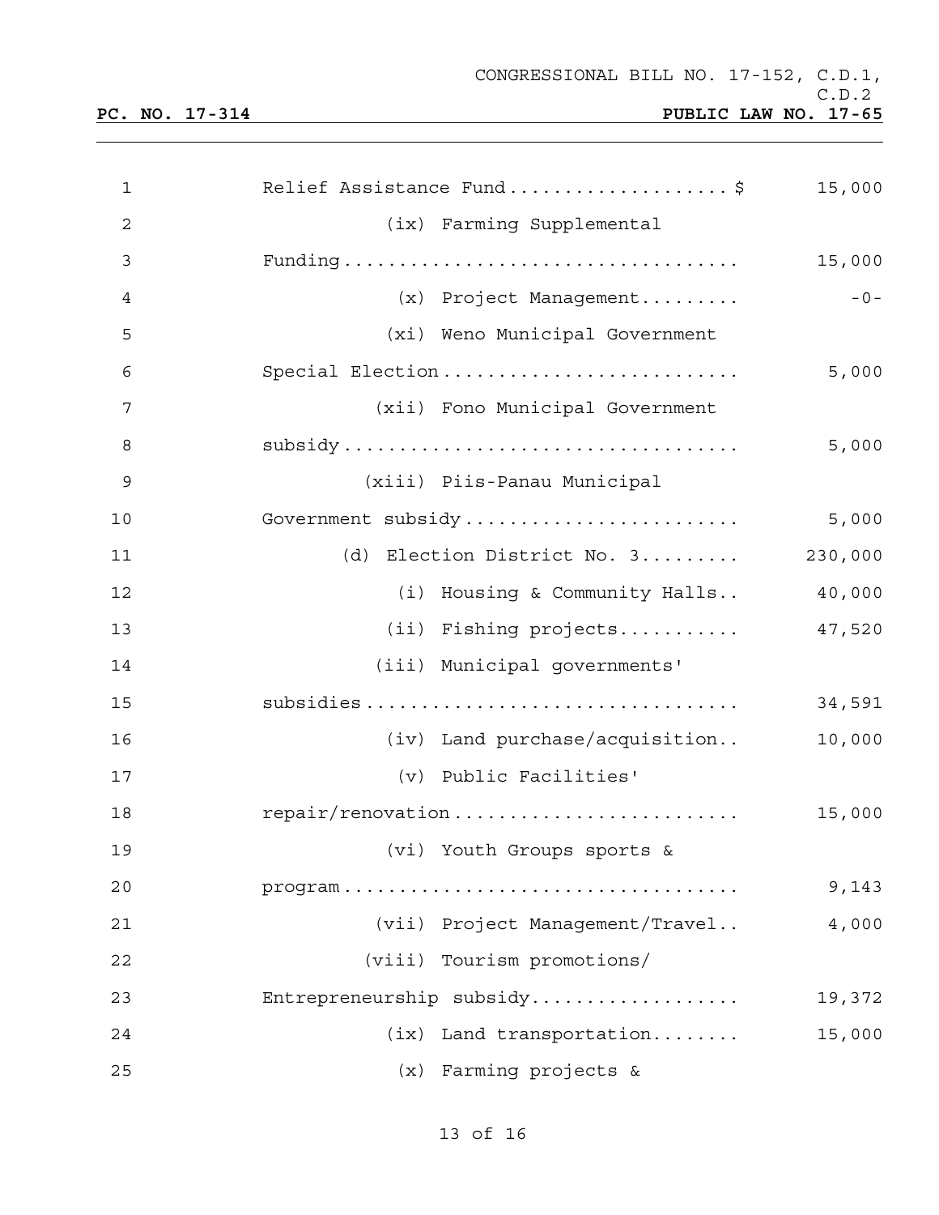Relief Assistance Fund....................$ 15,000

(ix) Farming Supplemental Funding.................................... 15,000

(x) Project Management......... -0-

(xi) Weno Municipal Government Special Election.......................... 5,000

(xii) Fono Municipal Government subsidy.................................. 5,000

(xiii) Piis-Panau Municipal Government subsidy........................ 5,000

(d) Election District No. 3......... 230,000

(i) Housing & Community Halls.. 40,000

(ii) Fishing projects........... 47,520

(iii) Municipal governments' subsidies................................ 34,591

(iv) Land purchase/acquisition.. 10,000

(v) Public Facilities' repair/renovation......................... 15,000

(vi) Youth Groups sports & program.................................. 9,143

(vii) Project Management/Travel.. 4,000

(viii) Tourism promotions/ Entrepreneurship subsidy.................. 19,372

(ix) Land transportation........ 15,000

(x) Farming projects &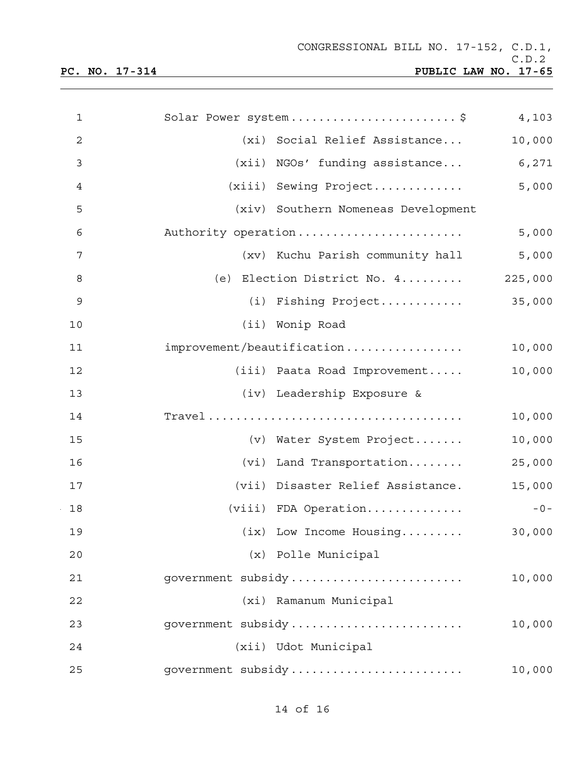| | |
|---|---|
| Solar Power system $ | 4,103 |
| (xi) Social Relief Assistance... | 10,000 |
| (xii) NGOs' funding assistance... | 6,271 |
| (xiii) Sewing Project | 5,000 |
| (xiv) Southern Nomeneas Development Authority operation | 5,000 |
| (xv) Kuchu Parish community hall | 5,000 |
| (e) Election District No. 4 | 225,000 |
| (i) Fishing Project | 35,000 |
| (ii) Wonip Road improvement/beautification | 10,000 |
| (iii) Paata Road Improvement | 10,000 |
| (iv) Leadership Exposure & Travel | 10,000 |
| (v) Water System Project | 10,000 |
| (vi) Land Transportation | 25,000 |
| (vii) Disaster Relief Assistance. | 15,000 |
| (viii) FDA Operation | -0- |
| (ix) Low Income Housing | 30,000 |
| (x) Polle Municipal government subsidy | 10,000 |
| (xi) Ramanum Municipal government subsidy | 10,000 |
| (xii) Udot Municipal government subsidy | 10,000 |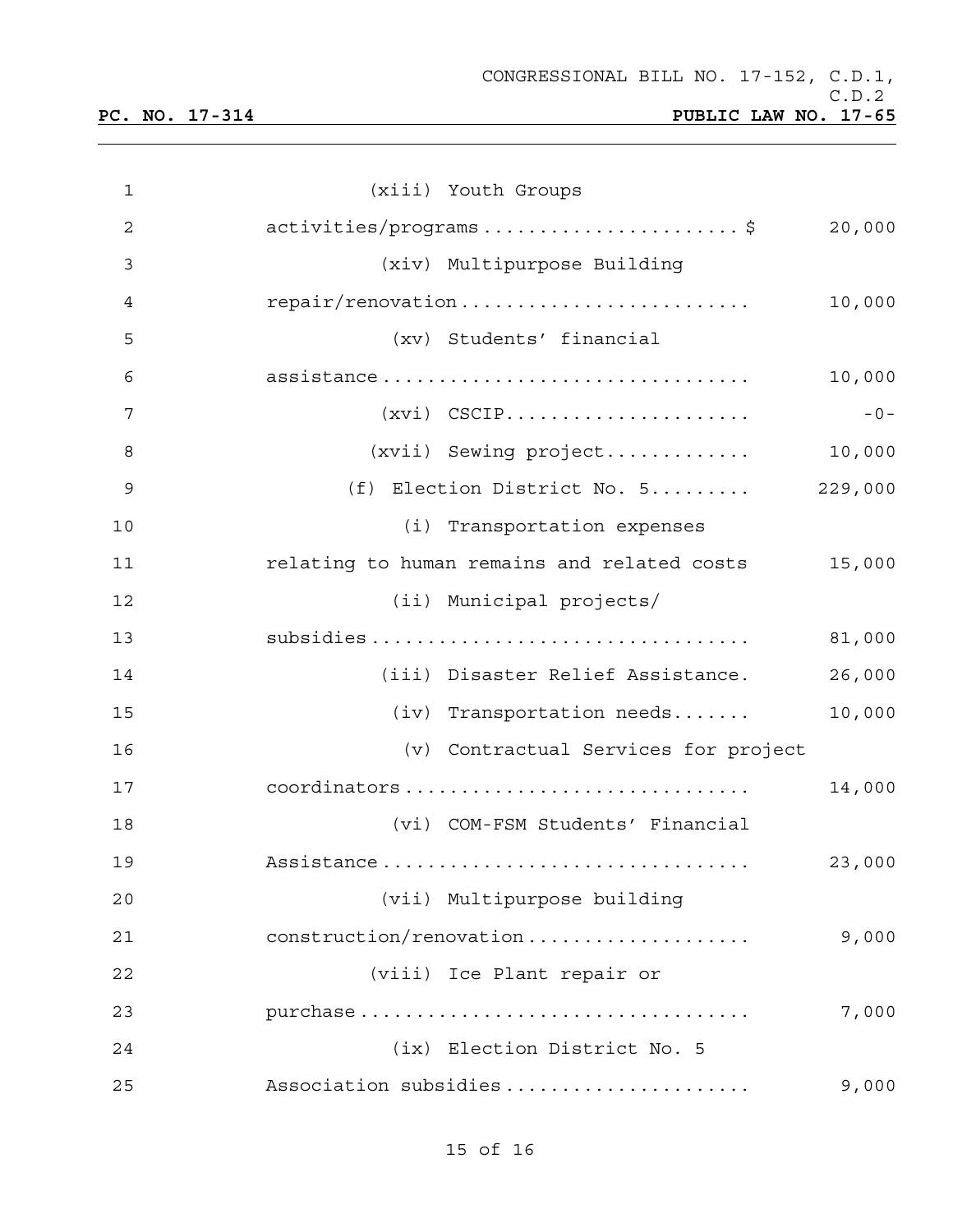(xiii) Youth Groups activities/programs....................... $ 20,000

(xiv) Multipurpose Building repair/renovation......................... 10,000

(xv) Students' financial assistance................................ 10,000

(xvi) CSCIP...................... -0-

(xvii) Sewing project............. 10,000

(f) Election District No. 5......... 229,000

(i) Transportation expenses relating to human remains and related costs 15,000

(ii) Municipal projects/ subsidies................................. 81,000

(iii) Disaster Relief Assistance. 26,000

(iv) Transportation needs....... 10,000

(v) Contractual Services for project coordinators.............................. 14,000

(vi) COM-FSM Students' Financial Assistance................................ 23,000

(vii) Multipurpose building construction/renovation................... 9,000

(viii) Ice Plant repair or purchase.................................. 7,000

(ix) Election District No. 5 Association subsidies..................... 9,000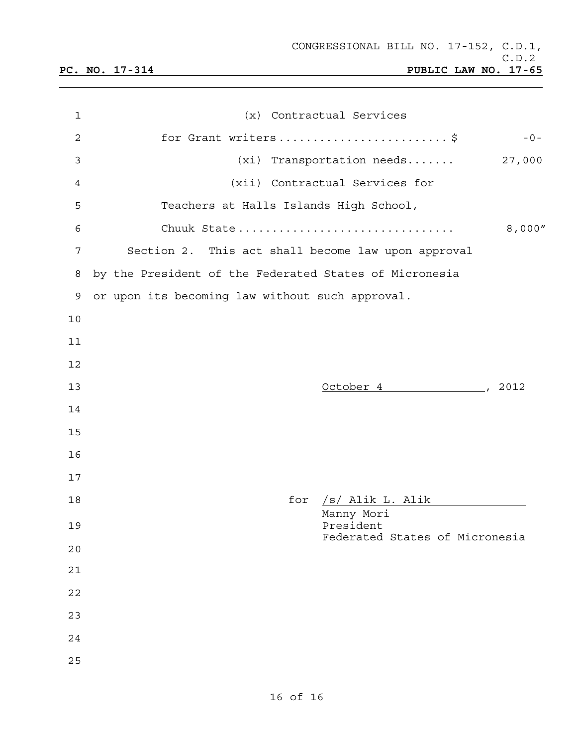(x) Contractual Services for Grant writers........................\$ -0-

(xi) Transportation needs....... 27,000

(xii) Contractual Services for Teachers at Halls Islands High School, Chuuk State................................ 8,000"

Section 2. This act shall become law upon approval by the President of the Federated States of Micronesia or upon its becoming law without such approval.

October 4, 2012

for /s/ Alik L. Alik
Manny Mori
President
Federated States of Micronesia